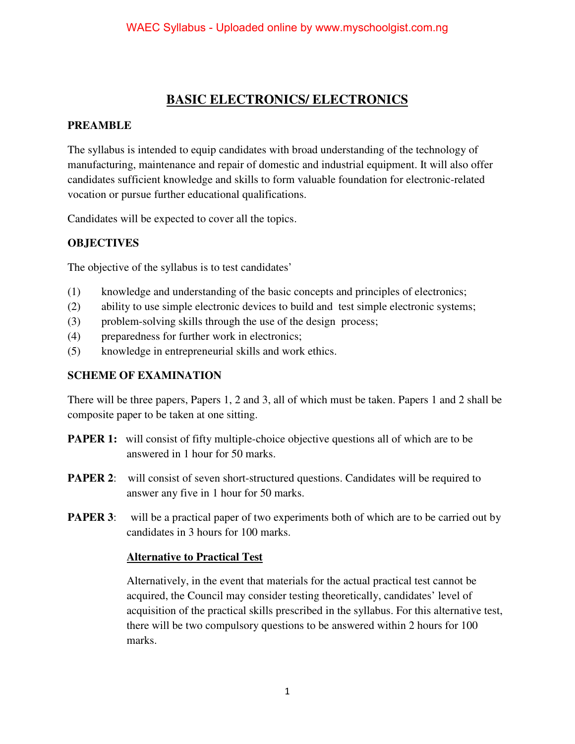# BASIC ELECTRONICS/ ELECTRONICS

## PREAMBLE

The syllabus is intended to equip candidates with broad understanding of the technology of manufacturing, maintenance and repair of domestic and industrial equipment. It will also offer candidates sufficient knowledge and skills to form valuable foundation for electronic-related vocation or pursue further educational qualifications.

Candidates will be expected to cover all the topics.

## OBJECTIVES

The objective of the syllabus is to test candidates'

(1) knowledge and understanding of the basic concepts and principles of electronics;
(2) ability to use simple electronic devices to build and test simple electronic systems;
(3) problem-solving skills through the use of the design process;
(4) preparedness for further work in electronics;
(5) knowledge in entrepreneurial skills and work ethics.

## SCHEME OF EXAMINATION

There will be three papers, Papers 1, 2 and 3, all of which must be taken. Papers 1 and 2 shall be composite paper to be taken at one sitting.

**PAPER 1:** will consist of fifty multiple-choice objective questions all of which are to be answered in 1 hour for 50 marks.

**PAPER 2**: will consist of seven short-structured questions. Candidates will be required to answer any five in 1 hour for 50 marks.

**PAPER 3**: will be a practical paper of two experiments both of which are to be carried out by candidates in 3 hours for 100 marks.

**Alternative to Practical Test**

Alternatively, in the event that materials for the actual practical test cannot be acquired, the Council may consider testing theoretically, candidates' level of acquisition of the practical skills prescribed in the syllabus. For this alternative test, there will be two compulsory questions to be answered within 2 hours for 100 marks.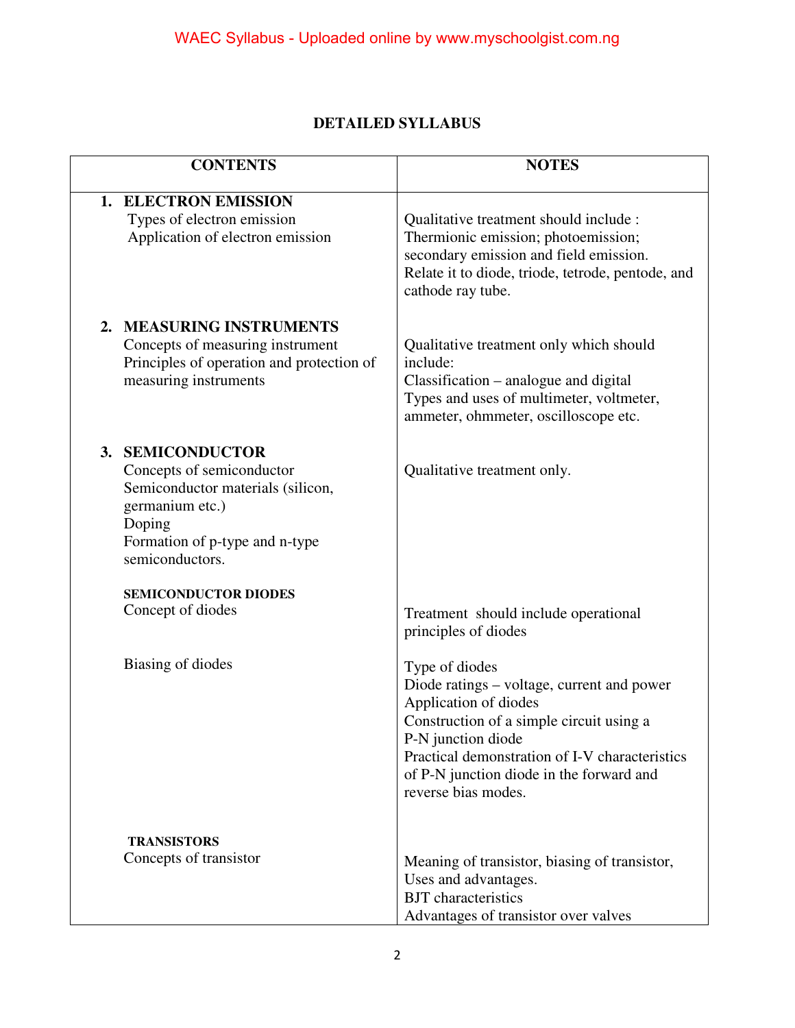## DETAILED SYLLABUS

| CONTENTS | NOTES |
|---|---|
| **1. ELECTRON EMISSION**<br>Types of electron emission<br>Application of electron emission | Qualitative treatment should include :<br>Thermionic emission; photoemission; secondary emission and field emission.<br>Relate it to diode, triode, tetrode, pentode, and cathode ray tube. |
| **2. MEASURING INSTRUMENTS**<br>Concepts of measuring instrument<br>Principles of operation and protection of measuring instruments | Qualitative treatment only which should include:<br>Classification – analogue and digital<br>Types and uses of multimeter, voltmeter, ammeter, ohmmeter, oscilloscope etc. |
| **3. SEMICONDUCTOR**<br>Concepts of semiconductor<br>Semiconductor materials (silicon, germanium etc.)<br>Doping<br>Formation of p-type and n-type semiconductors. | Qualitative treatment only. |
| **SEMICONDUCTOR DIODES**<br>Concept of diodes | Treatment should include operational principles of diodes |
| Biasing of diodes | Type of diodes<br>Diode ratings – voltage, current and power<br>Application of diodes<br>Construction of a simple circuit using a P-N junction diode<br>Practical demonstration of I-V characteristics of P-N junction diode in the forward and reverse bias modes. |
| **TRANSISTORS**<br>Concepts of transistor | Meaning of transistor, biasing of transistor, Uses and advantages.<br>BJT characteristics<br>Advantages of transistor over valves |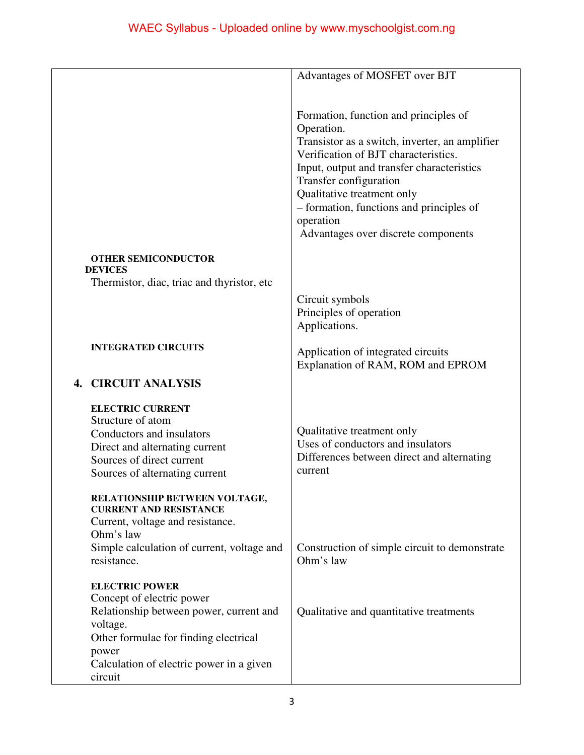| | |
|---|---|
| | Advantages of MOSFET over BJT |
| | Formation, function and principles of Operation.<br>Transistor as a switch, inverter, an amplifier<br>Verification of BJT characteristics.<br>Input, output and transfer characteristics<br>Transfer configuration<br>Qualitative treatment only<br>– formation, functions and principles of operation<br>Advantages over discrete components |
| **OTHER SEMICONDUCTOR DEVICES**<br>Thermistor, diac, triac and thyristor, etc | Circuit symbols<br>Principles of operation<br>Applications. |
| **INTEGRATED CIRCUITS** | Application of integrated circuits<br>Explanation of RAM, ROM and EPROM |
| **4. CIRCUIT ANALYSIS** | |
| **ELECTRIC CURRENT**<br>Structure of atom<br>Conductors and insulators<br>Direct and alternating current<br>Sources of direct current<br>Sources of alternating current | Qualitative treatment only<br>Uses of conductors and insulators<br>Differences between direct and alternating current |
| **RELATIONSHIP BETWEEN VOLTAGE, CURRENT AND RESISTANCE**<br>Current, voltage and resistance.<br>Ohm's law<br>Simple calculation of current, voltage and resistance. | Construction of simple circuit to demonstrate Ohm's law |
| **ELECTRIC POWER**<br>Concept of electric power<br>Relationship between power, current and voltage.<br>Other formulae for finding electrical power<br>Calculation of electric power in a given circuit | Qualitative and quantitative treatments |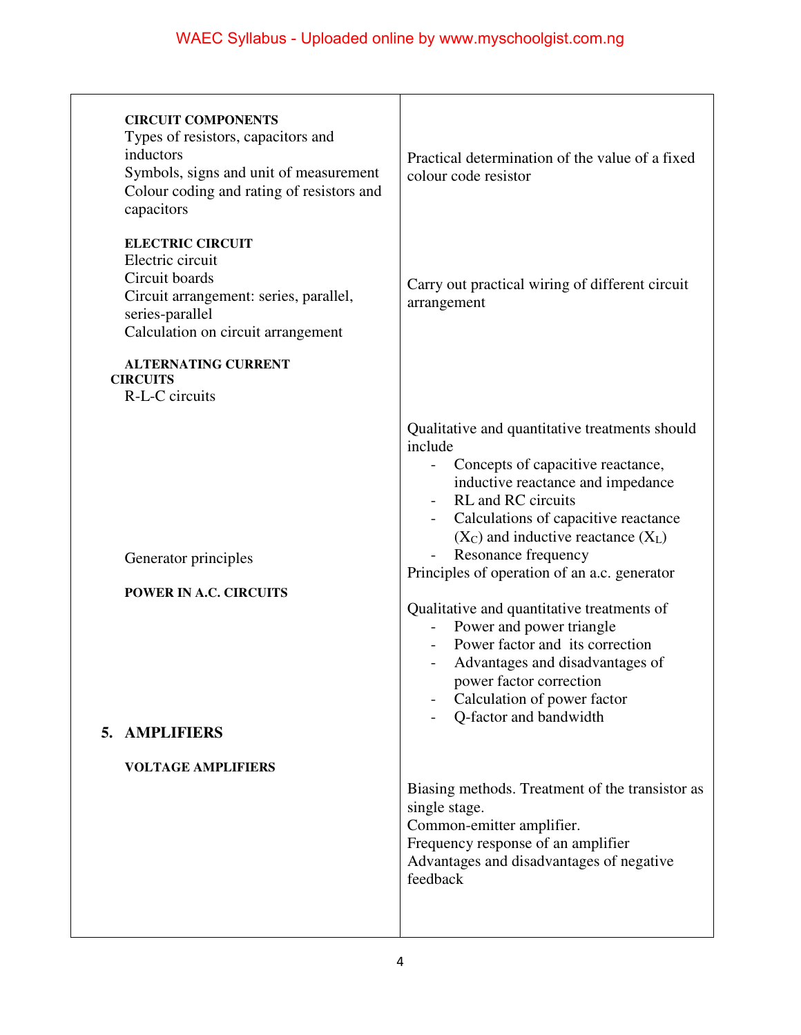| | |
|---|---|
| **CIRCUIT COMPONENTS**<br>Types of resistors, capacitors and inductors<br>Symbols, signs and unit of measurement<br>Colour coding and rating of resistors and capacitors | Practical determination of the value of a fixed colour code resistor |
| **ELECTRIC CIRCUIT**<br>Electric circuit<br>Circuit boards<br>Circuit arrangement: series, parallel, series-parallel<br>Calculation on circuit arrangement | Carry out practical wiring of different circuit arrangement |
| **ALTERNATING CURRENT CIRCUITS**<br>R-L-C circuits | Qualitative and quantitative treatments should include<br>- Concepts of capacitive reactance, inductive reactance and impedance<br>- RL and RC circuits<br>- Calculations of capacitive reactance ($X_C$) and inductive reactance ($X_L$)<br>- Resonance frequency |
| Generator principles | Principles of operation of an a.c. generator |
| **POWER IN A.C. CIRCUITS** | Qualitative and quantitative treatments of<br>- Power and power triangle<br>- Power factor and its correction<br>- Advantages and disadvantages of power factor correction<br>- Calculation of power factor<br>- Q-factor and bandwidth |
| **5. AMPLIFIERS** | |
| **VOLTAGE AMPLIFIERS** | Biasing methods. Treatment of the transistor as single stage.<br>Common-emitter amplifier.<br>Frequency response of an amplifier<br>Advantages and disadvantages of negative feedback |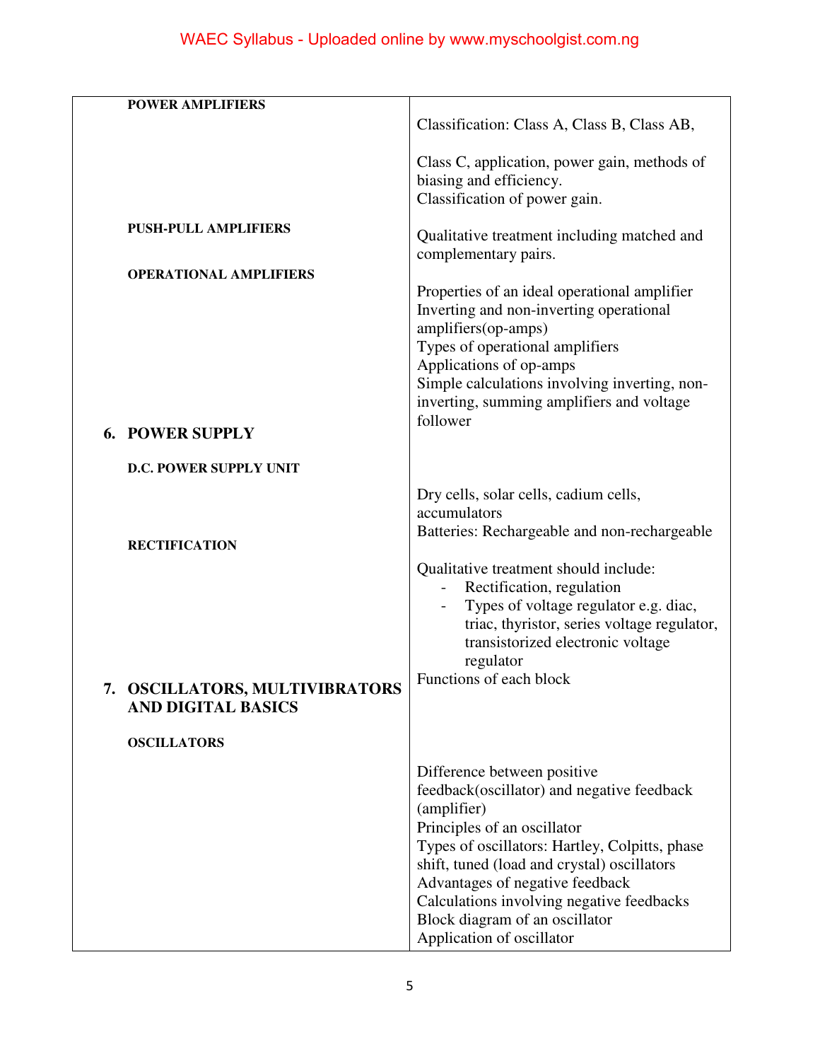| | |
|---|---|
| **POWER AMPLIFIERS** | Classification: Class A, Class B, Class AB,<br><br>Class C, application, power gain, methods of biasing and efficiency.<br>Classification of power gain. |
| **PUSH-PULL AMPLIFIERS** | Qualitative treatment including matched and complementary pairs. |
| **OPERATIONAL AMPLIFIERS** | Properties of an ideal operational amplifier<br>Inverting and non-inverting operational amplifiers(op-amps)<br>Types of operational amplifiers<br>Applications of op-amps<br>Simple calculations involving inverting, non-inverting, summing amplifiers and voltage follower |
| **6. POWER SUPPLY** | |
| **D.C. POWER SUPPLY UNIT** | Dry cells, solar cells, cadium cells, accumulators<br>Batteries: Rechargeable and non-rechargeable |
| **RECTIFICATION** | Qualitative treatment should include:<br>- Rectification, regulation<br>- Types of voltage regulator e.g. diac, triac, thyristor, series voltage regulator, transistorized electronic voltage regulator<br>Functions of each block |
| **7. OSCILLATORS, MULTIVIBRATORS AND DIGITAL BASICS** | |
| **OSCILLATORS** | Difference between positive feedback(oscillator) and negative feedback (amplifier)<br>Principles of an oscillator<br>Types of oscillators: Hartley, Colpitts, phase shift, tuned (load and crystal) oscillators<br>Advantages of negative feedback<br>Calculations involving negative feedbacks<br>Block diagram of an oscillator<br>Application of oscillator |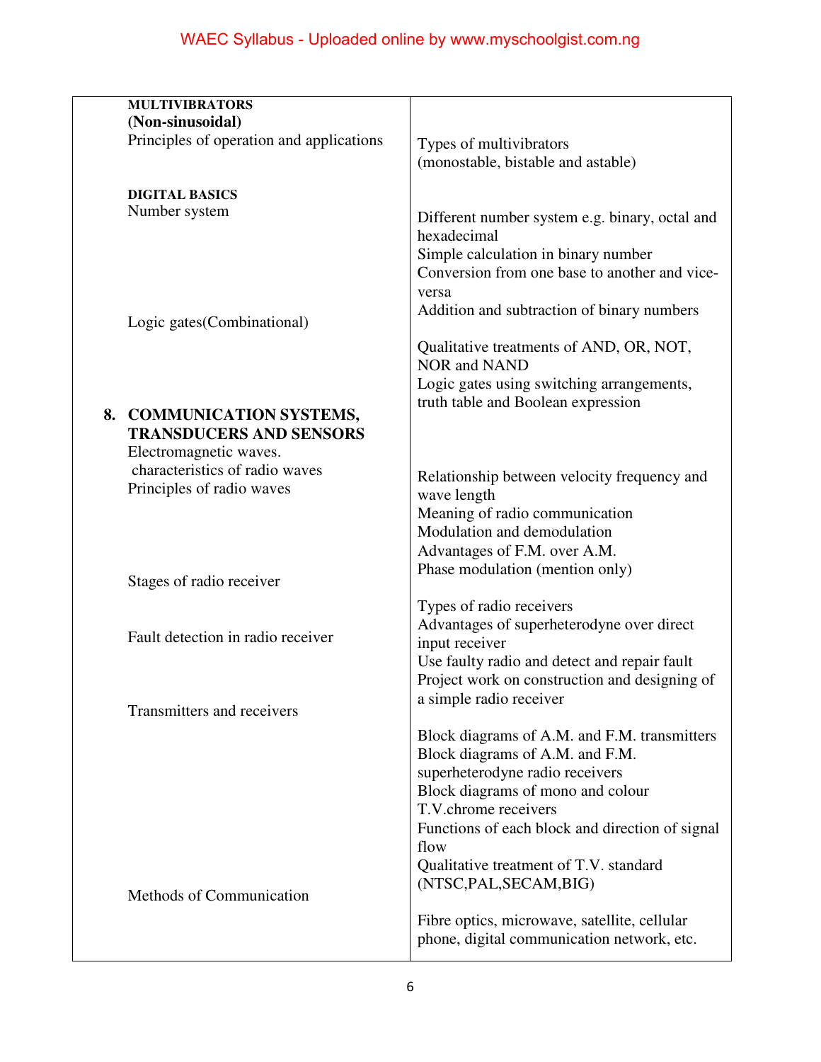| | |
|---|---|
| **MULTIVIBRATORS (Non-sinusoidal)**<br>Principles of operation and applications | Types of multivibrators (monostable, bistable and astable) |
| **DIGITAL BASICS**<br>Number system | Different number system e.g. binary, octal and hexadecimal<br>Simple calculation in binary number<br>Conversion from one base to another and vice-versa<br>Addition and subtraction of binary numbers |
| Logic gates(Combinational) | Qualitative treatments of AND, OR, NOT, NOR and NAND<br>Logic gates using switching arrangements, truth table and Boolean expression |
| **8. COMMUNICATION SYSTEMS, TRANSDUCERS AND SENSORS**<br>Electromagnetic waves.<br>characteristics of radio waves<br>Principles of radio waves | Relationship between velocity frequency and wave length<br>Meaning of radio communication<br>Modulation and demodulation<br>Advantages of F.M. over A.M.<br>Phase modulation (mention only) |
| Stages of radio receiver | Types of radio receivers<br>Advantages of superheterodyne over direct input receiver |
| Fault detection in radio receiver | Use faulty radio and detect and repair fault<br>Project work on construction and designing of a simple radio receiver |
| Transmitters and receivers | Block diagrams of A.M. and F.M. transmitters<br>Block diagrams of A.M. and F.M. superheterodyne radio receivers<br>Block diagrams of mono and colour T.V.chrome receivers<br>Functions of each block and direction of signal flow<br>Qualitative treatment of T.V. standard (NTSC,PAL,SECAM,BIG) |
| Methods of Communication | Fibre optics, microwave, satellite, cellular phone, digital communication network, etc. |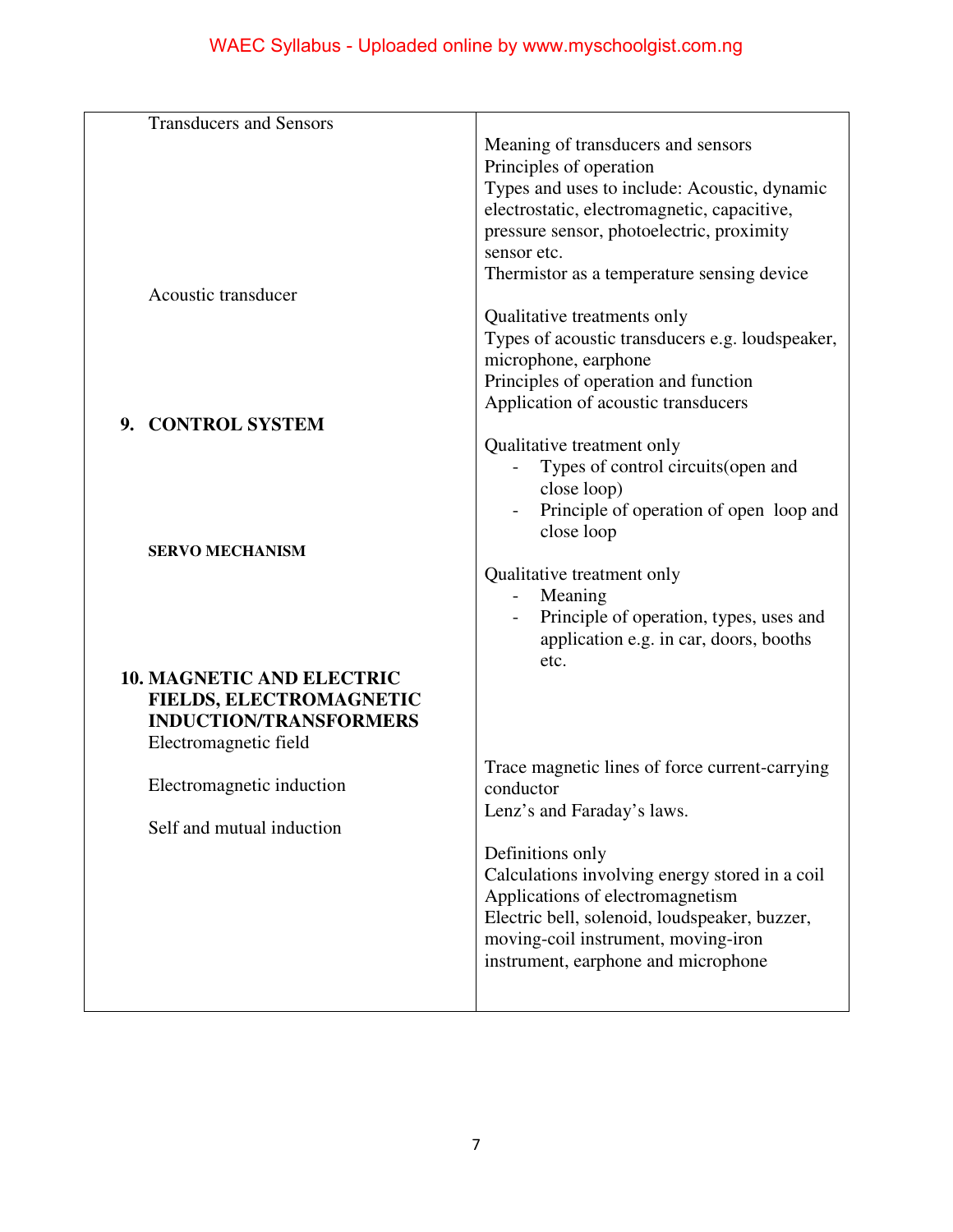| | |
|---|---|
| Transducers and Sensors | Meaning of transducers and sensors<br>Principles of operation<br>Types and uses to include: Acoustic, dynamic electrostatic, electromagnetic, capacitive, pressure sensor, photoelectric, proximity sensor etc.<br>Thermistor as a temperature sensing device |
| Acoustic transducer | Qualitative treatments only<br>Types of acoustic transducers e.g. loudspeaker, microphone, earphone<br>Principles of operation and function<br>Application of acoustic transducers |
| **9. CONTROL SYSTEM** | Qualitative treatment only<br>- Types of control circuits(open and close loop)<br>- Principle of operation of open loop and close loop |
| **SERVO MECHANISM** | Qualitative treatment only<br>- Meaning<br>- Principle of operation, types, uses and application e.g. in car, doors, booths etc. |
| **10. MAGNETIC AND ELECTRIC FIELDS, ELECTROMAGNETIC INDUCTION/TRANSFORMERS**<br>Electromagnetic field | Trace magnetic lines of force current-carrying conductor |
| Electromagnetic induction | Lenz's and Faraday's laws. |
| Self and mutual induction | Definitions only<br>Calculations involving energy stored in a coil<br>Applications of electromagnetism<br>Electric bell, solenoid, loudspeaker, buzzer, moving-coil instrument, moving-iron instrument, earphone and microphone |